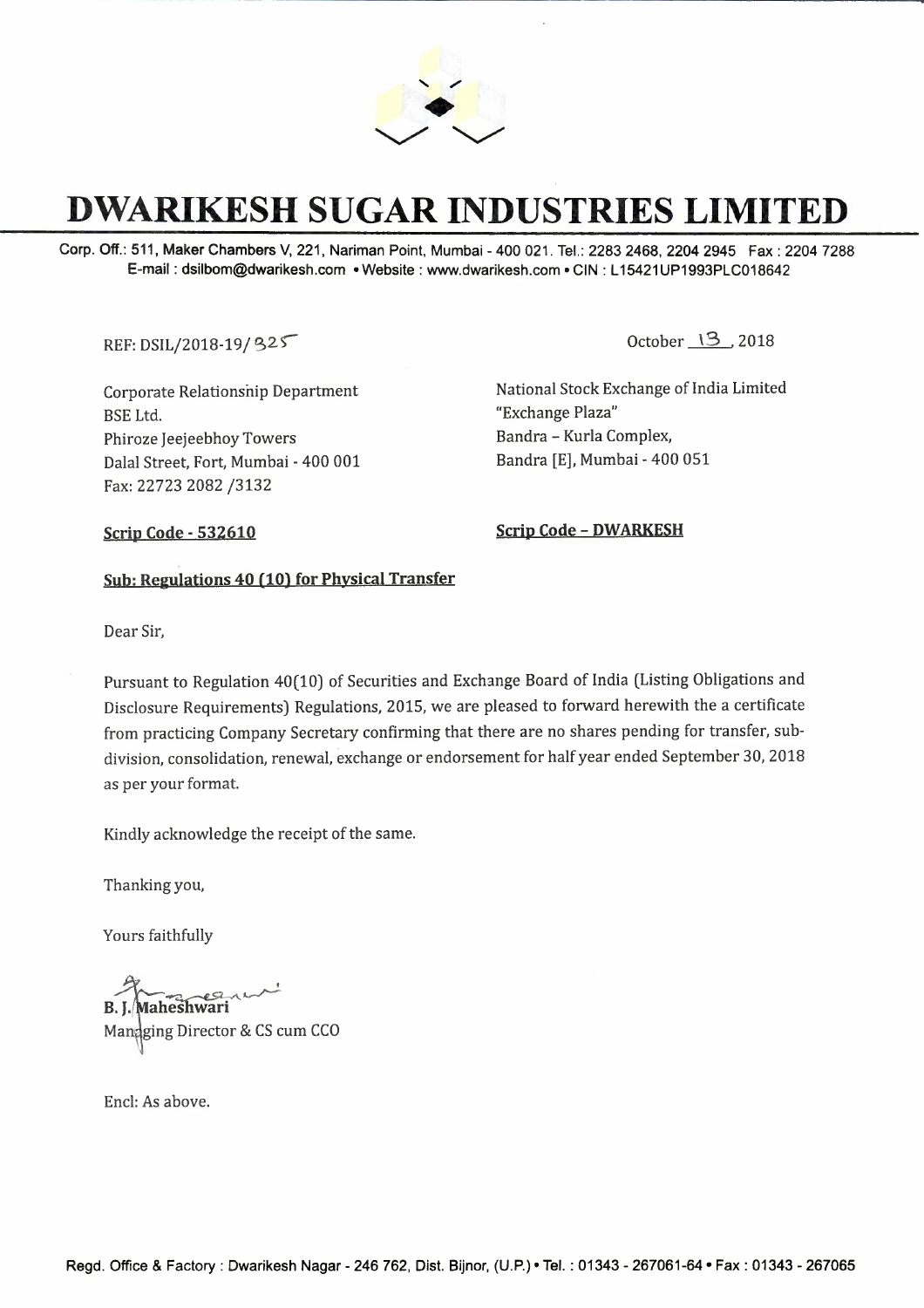# DWARIKESH SUGAR INDUSTRIES LIMITED

Corp. Off.: 511, Maker Chambers V, 221, Nariman Point, Mumbai - 400 021. Tel.: 2283 2468, 2204 2945 Fax : 2204 7288
E-mail : dsilbom@dwarikesh.com • Website : www.dwarikesh.com • CIN : L15421UP1993PLC018642

REF: DSIL/2018-19/325

October 13, 2018

Corporate Relationship Department
BSE Ltd.
Phiroze Jeejeebhoy Towers
Dalal Street, Fort, Mumbai - 400 001
Fax: 22723 2082 /3132

National Stock Exchange of India Limited
"Exchange Plaza"
Bandra – Kurla Complex,
Bandra [E], Mumbai - 400 051

**Scrip Code - 532610**

**Scrip Code – DWARKESH**

**Sub: Regulations 40 (10) for Physical Transfer**

Dear Sir,

Pursuant to Regulation 40(10) of Securities and Exchange Board of India (Listing Obligations and Disclosure Requirements) Regulations, 2015, we are pleased to forward herewith the a certificate from practicing Company Secretary confirming that there are no shares pending for transfer, sub-division, consolidation, renewal, exchange or endorsement for half year ended September 30, 2018 as per your format.

Kindly acknowledge the receipt of the same.

Thanking you,

Yours faithfully

**B. J. Maheshwari**
Managing Director & CS cum CCO

Encl: As above.

Regd. Office & Factory : Dwarikesh Nagar - 246 762, Dist. Bijnor, (U.P.) • Tel. : 01343 - 267061-64 • Fax : 01343 - 267065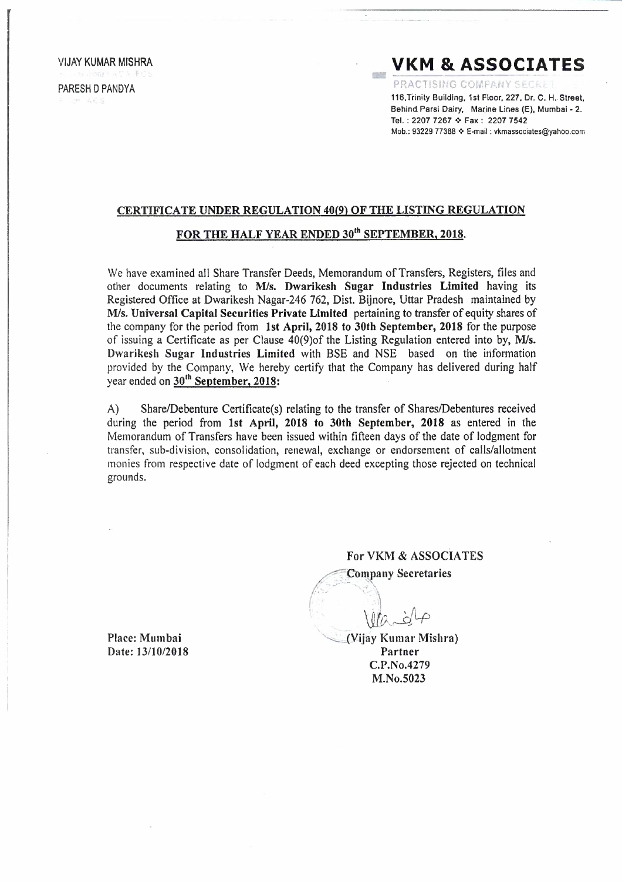VIJAY KUMAR MISHRA

PARESH D PANDYA

# VKM & ASSOCIATES

PRACTISING COMPANY SECRETARIES

116, Trinity Building, 1st Floor, 227, Dr. C. H. Street, Behind Parsi Dairy, Marine Lines (E), Mumbai - 2.
Tel. : 2207 7267 ❖ Fax : 2207 7542
Mob.: 93229 77388 ❖ E-mail : vkmassociates@yahoo.com

## CERTIFICATE UNDER REGULATION 40(9) OF THE LISTING REGULATION

## FOR THE HALF YEAR ENDED 30th SEPTEMBER, 2018.

We have examined all Share Transfer Deeds, Memorandum of Transfers, Registers, files and other documents relating to **M/s. Dwarikesh Sugar Industries Limited** having its Registered Office at Dwarikesh Nagar-246 762, Dist. Bijnore, Uttar Pradesh maintained by **M/s. Universal Capital Securities Private Limited** pertaining to transfer of equity shares of the company for the period from **1st April, 2018 to 30th September, 2018** for the purpose of issuing a Certificate as per Clause 40(9)of the Listing Regulation entered into by, **M/s. Dwarikesh Sugar Industries Limited** with BSE and NSE based on the information provided by the Company, We hereby certify that the Company has delivered during half year ended on **30th September, 2018:**

A) Share/Debenture Certificate(s) relating to the transfer of Shares/Debentures received during the period from **1st April, 2018 to 30th September, 2018** as entered in the Memorandum of Transfers have been issued within fifteen days of the date of lodgment for transfer, sub-division, consolidation, renewal, exchange or endorsement of calls/allotment monies from respective date of lodgment of each deed excepting those rejected on technical grounds.

For VKM & ASSOCIATES
Company Secretaries

**Place: Mumbai**
**Date: 13/10/2018**

**(Vijay Kumar Mishra)**
**Partner**
**C.P.No.4279**
**M.No.5023**